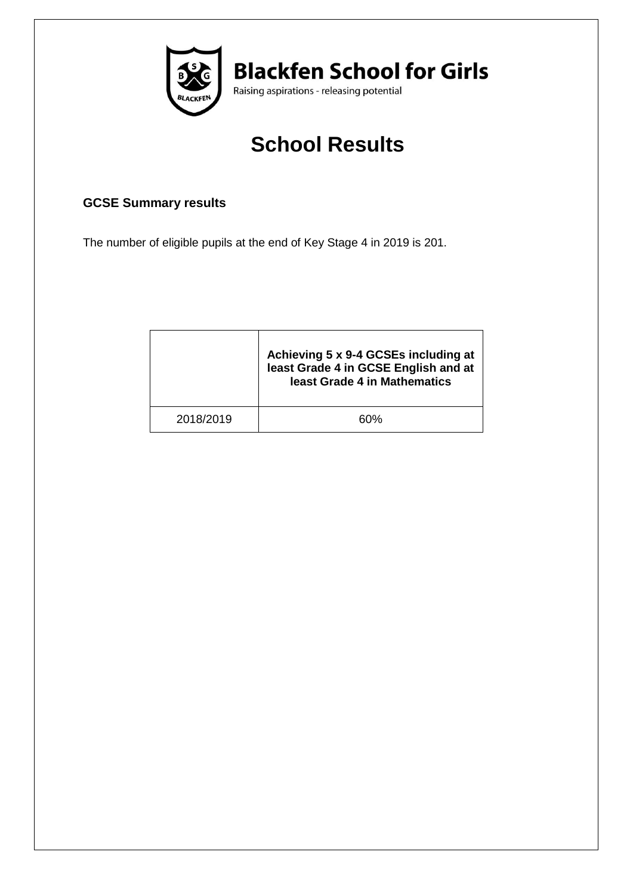# Blackfen School for Girls

Raising aspirations - releasing potential

## School Results

### GCSE Summary results

The number of eligible pupils at the end of Key Stage 4 in 2019 is 201.

| | Achieving 5 x 9-4 GCSEs including at least Grade 4 in GCSE English and at least Grade 4 in Mathematics |
|---|---|
| 2018/2019 | 60% |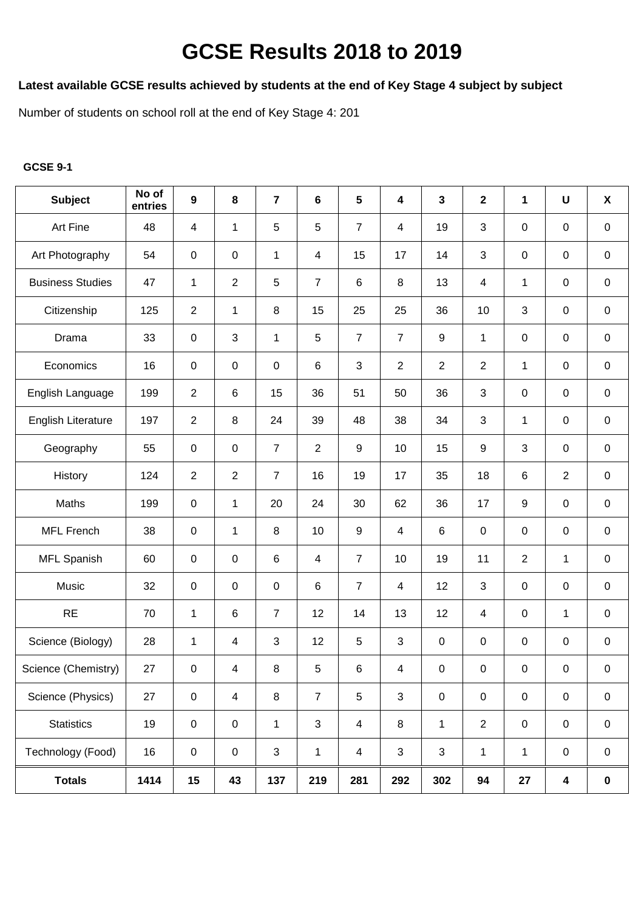# GCSE Results 2018 to 2019

**Latest available GCSE results achieved by students at the end of Key Stage 4 subject by subject**

Number of students on school roll at the end of Key Stage 4: 201

**GCSE 9-1**

| Subject | No of entries | 9 | 8 | 7 | 6 | 5 | 4 | 3 | 2 | 1 | U | X |
|---|---|---|---|---|---|---|---|---|---|---|---|---|
| Art Fine | 48 | 4 | 1 | 5 | 5 | 7 | 4 | 19 | 3 | 0 | 0 | 0 |
| Art Photography | 54 | 0 | 0 | 1 | 4 | 15 | 17 | 14 | 3 | 0 | 0 | 0 |
| Business Studies | 47 | 1 | 2 | 5 | 7 | 6 | 8 | 13 | 4 | 1 | 0 | 0 |
| Citizenship | 125 | 2 | 1 | 8 | 15 | 25 | 25 | 36 | 10 | 3 | 0 | 0 |
| Drama | 33 | 0 | 3 | 1 | 5 | 7 | 7 | 9 | 1 | 0 | 0 | 0 |
| Economics | 16 | 0 | 0 | 0 | 6 | 3 | 2 | 2 | 2 | 1 | 0 | 0 |
| English Language | 199 | 2 | 6 | 15 | 36 | 51 | 50 | 36 | 3 | 0 | 0 | 0 |
| English Literature | 197 | 2 | 8 | 24 | 39 | 48 | 38 | 34 | 3 | 1 | 0 | 0 |
| Geography | 55 | 0 | 0 | 7 | 2 | 9 | 10 | 15 | 9 | 3 | 0 | 0 |
| History | 124 | 2 | 2 | 7 | 16 | 19 | 17 | 35 | 18 | 6 | 2 | 0 |
| Maths | 199 | 0 | 1 | 20 | 24 | 30 | 62 | 36 | 17 | 9 | 0 | 0 |
| MFL French | 38 | 0 | 1 | 8 | 10 | 9 | 4 | 6 | 0 | 0 | 0 | 0 |
| MFL Spanish | 60 | 0 | 0 | 6 | 4 | 7 | 10 | 19 | 11 | 2 | 1 | 0 |
| Music | 32 | 0 | 0 | 0 | 6 | 7 | 4 | 12 | 3 | 0 | 0 | 0 |
| RE | 70 | 1 | 6 | 7 | 12 | 14 | 13 | 12 | 4 | 0 | 1 | 0 |
| Science (Biology) | 28 | 1 | 4 | 3 | 12 | 5 | 3 | 0 | 0 | 0 | 0 | 0 |
| Science (Chemistry) | 27 | 0 | 4 | 8 | 5 | 6 | 4 | 0 | 0 | 0 | 0 | 0 |
| Science (Physics) | 27 | 0 | 4 | 8 | 7 | 5 | 3 | 0 | 0 | 0 | 0 | 0 |
| Statistics | 19 | 0 | 0 | 1 | 3 | 4 | 8 | 1 | 2 | 0 | 0 | 0 |
| Technology (Food) | 16 | 0 | 0 | 3 | 1 | 4 | 3 | 3 | 1 | 1 | 0 | 0 |
| **Totals** | **1414** | **15** | **43** | **137** | **219** | **281** | **292** | **302** | **94** | **27** | **4** | **0** |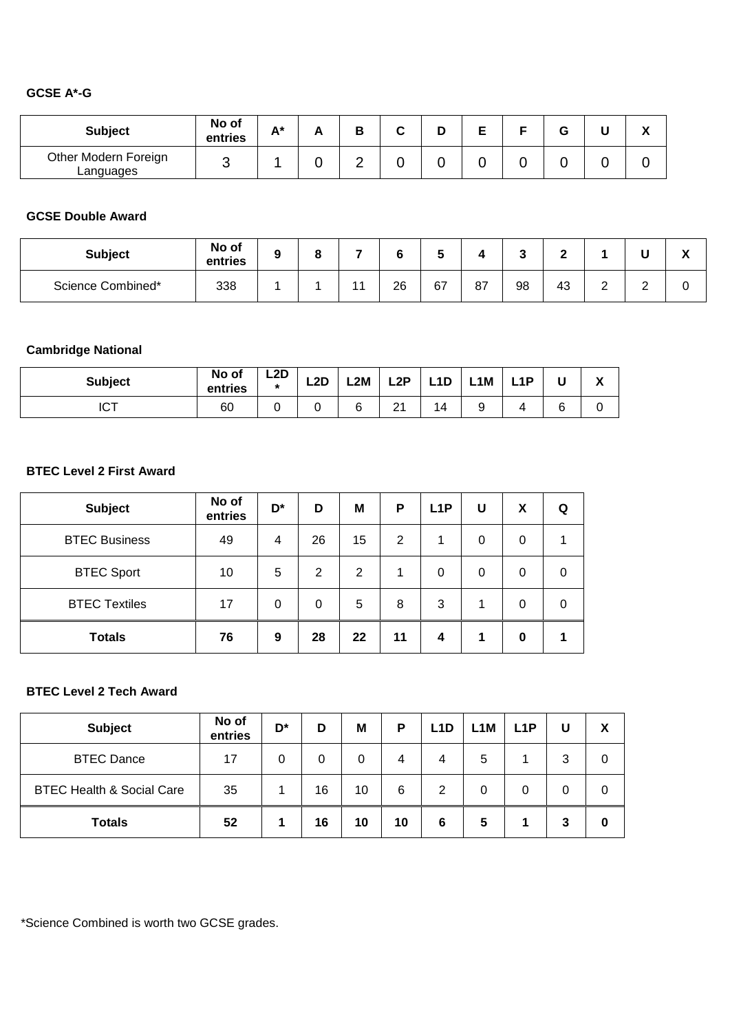**GCSE A*-G**

| Subject | No of entries | A* | A | B | C | D | E | F | G | U | X |
|---|---|---|---|---|---|---|---|---|---|---|---|
| Other Modern Foreign Languages | 3 | 1 | 0 | 2 | 0 | 0 | 0 | 0 | 0 | 0 | 0 |

**GCSE Double Award**

| Subject | No of entries | 9 | 8 | 7 | 6 | 5 | 4 | 3 | 2 | 1 | U | X |
|---|---|---|---|---|---|---|---|---|---|---|---|---|
| Science Combined* | 338 | 1 | 1 | 11 | 26 | 67 | 87 | 98 | 43 | 2 | 2 | 0 |

**Cambridge National**

| Subject | No of entries | L2D* | L2D | L2M | L2P | L1D | L1M | L1P | U | X |
|---|---|---|---|---|---|---|---|---|---|---|
| ICT | 60 | 0 | 0 | 6 | 21 | 14 | 9 | 4 | 6 | 0 |

**BTEC Level 2 First Award**

| Subject | No of entries | D* | D | M | P | L1P | U | X | Q |
|---|---|---|---|---|---|---|---|---|---|
| BTEC Business | 49 | 4 | 26 | 15 | 2 | 1 | 0 | 0 | 1 |
| BTEC Sport | 10 | 5 | 2 | 2 | 1 | 0 | 0 | 0 | 0 |
| BTEC Textiles | 17 | 0 | 0 | 5 | 8 | 3 | 1 | 0 | 0 |
| **Totals** | **76** | **9** | **28** | **22** | **11** | **4** | **1** | **0** | **1** |

**BTEC Level 2 Tech Award**

| Subject | No of entries | D* | D | M | P | L1D | L1M | L1P | U | X |
|---|---|---|---|---|---|---|---|---|---|---|
| BTEC Dance | 17 | 0 | 0 | 0 | 4 | 4 | 5 | 1 | 3 | 0 |
| BTEC Health & Social Care | 35 | 1 | 16 | 10 | 6 | 2 | 0 | 0 | 0 | 0 |
| **Totals** | **52** | **1** | **16** | **10** | **10** | **6** | **5** | **1** | **3** | **0** |

*Science Combined is worth two GCSE grades.